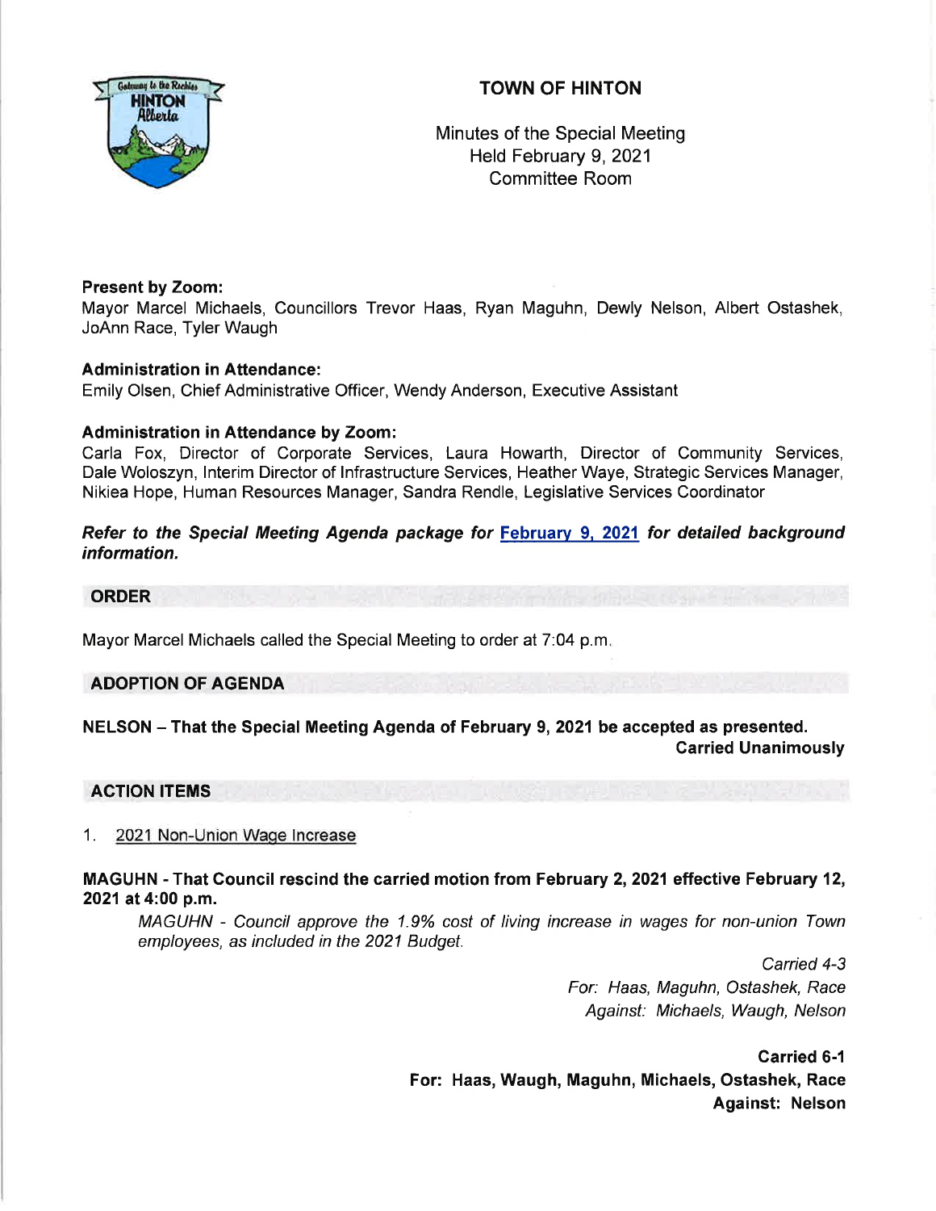# TOWN OF HINTON

Minutes of the Special Meeting
Held February 9, 2021
Committee Room

**Present by Zoom:**
Mayor Marcel Michaels, Councillors Trevor Haas, Ryan Maguhn, Dewly Nelson, Albert Ostashek, JoAnn Race, Tyler Waugh

**Administration in Attendance:**
Emily Olsen, Chief Administrative Officer, Wendy Anderson, Executive Assistant

**Administration in Attendance by Zoom:**
Carla Fox, Director of Corporate Services, Laura Howarth, Director of Community Services, Dale Woloszyn, Interim Director of Infrastructure Services, Heather Waye, Strategic Services Manager, Nikiea Hope, Human Resources Manager, Sandra Rendle, Legislative Services Coordinator

***Refer to the Special Meeting Agenda package for February 9, 2021 for detailed background information.***

## ORDER

Mayor Marcel Michaels called the Special Meeting to order at 7:04 p.m.

## ADOPTION OF AGENDA

**NELSON – That the Special Meeting Agenda of February 9, 2021 be accepted as presented.**
**Carried Unanimously**

## ACTION ITEMS

1. 2021 Non-Union Wage Increase

**MAGUHN - That Council rescind the carried motion from February 2, 2021 effective February 12, 2021 at 4:00 p.m.**

*MAGUHN - Council approve the 1.9% cost of living increase in wages for non-union Town employees, as included in the 2021 Budget.*

*Carried 4-3*
*For: Haas, Maguhn, Ostashek, Race*
*Against: Michaels, Waugh, Nelson*

**Carried 6-1**
**For: Haas, Waugh, Maguhn, Michaels, Ostashek, Race**
**Against: Nelson**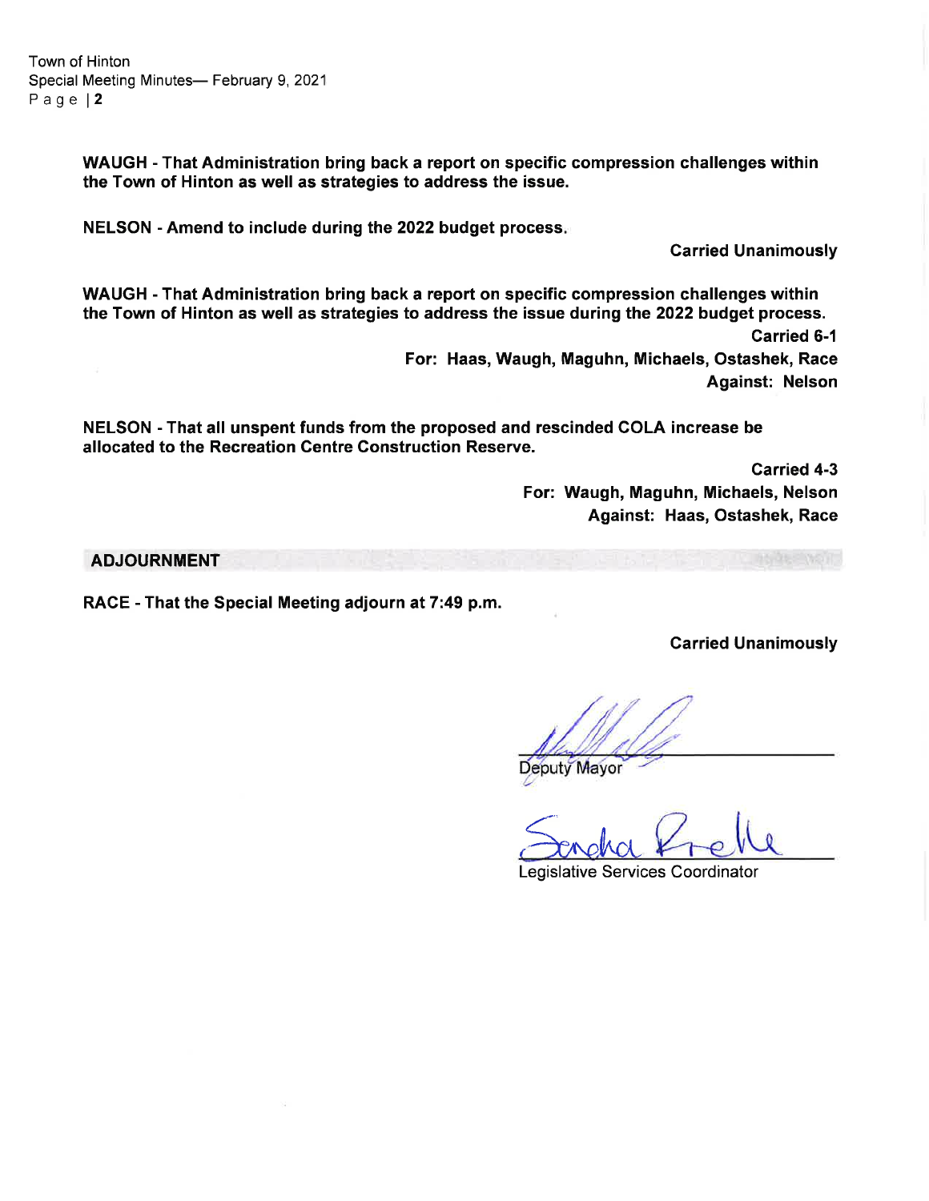**WAUGH - That Administration bring back a report on specific compression challenges within the Town of Hinton as well as strategies to address the issue.**

**NELSON - Amend to include during the 2022 budget process.**

**Carried Unanimously**

**WAUGH - That Administration bring back a report on specific compression challenges within the Town of Hinton as well as strategies to address the issue during the 2022 budget process.**

**Carried 6-1**
**For: Haas, Waugh, Maguhn, Michaels, Ostashek, Race**
**Against: Nelson**

**NELSON - That all unspent funds from the proposed and rescinded COLA increase be allocated to the Recreation Centre Construction Reserve.**

**Carried 4-3**
**For: Waugh, Maguhn, Michaels, Nelson**
**Against: Haas, Ostashek, Race**

## ADJOURNMENT

**RACE - That the Special Meeting adjourn at 7:49 p.m.**

**Carried Unanimously**

Deputy Mayor

Legislative Services Coordinator